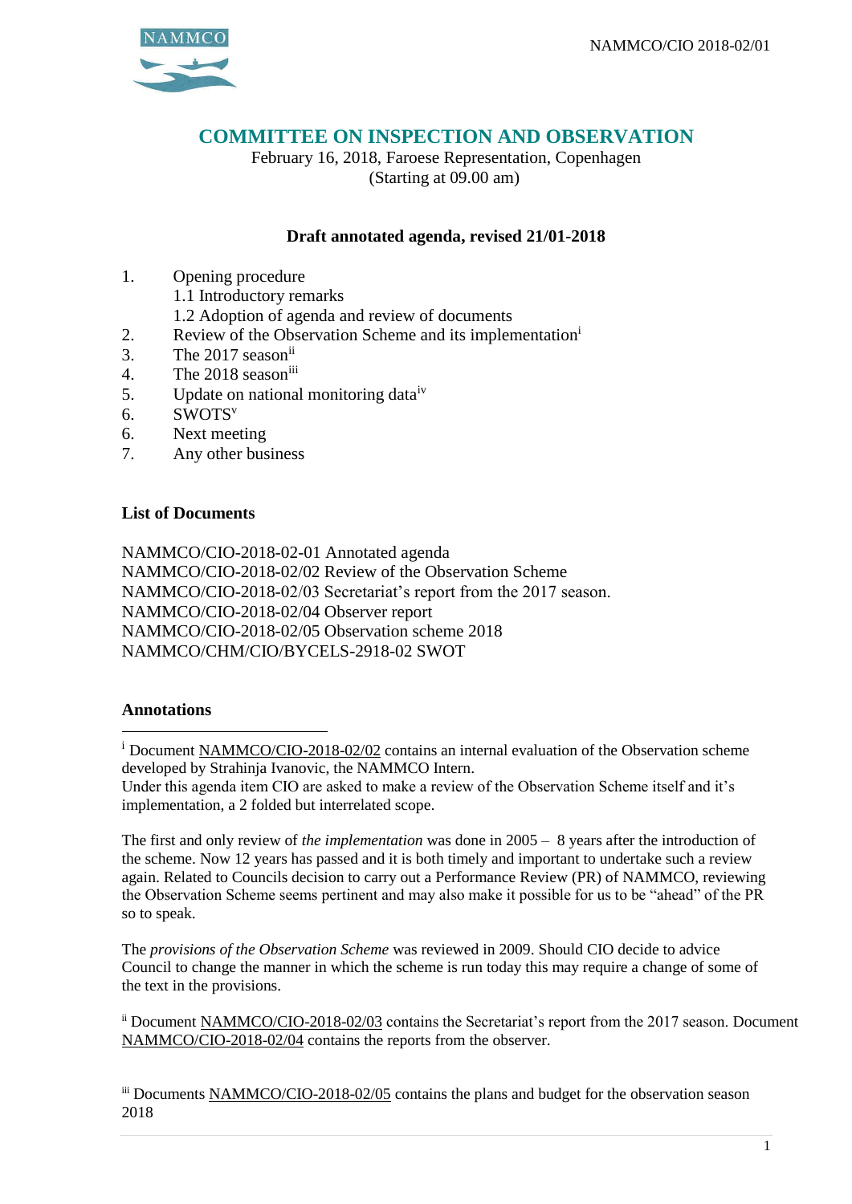NAMMCO/CIO 2018-02/01

# COMMITTEE ON INSPECTION AND OBSERVATION

February 16, 2018, Faroese Representation, Copenhagen
(Starting at 09.00 am)

**Draft annotated agenda, revised 21/01-2018**

1. Opening procedure
   1.1 Introductory remarks
   1.2 Adoption of agenda and review of documents
2. Review of the Observation Scheme and its implementation[i]
3. The 2017 season[ii]
4. The 2018 season[iii]
5. Update on national monitoring data[iv]
6. SWOTS[v]
6. Next meeting
7. Any other business

**List of Documents**

NAMMCO/CIO-2018-02-01 Annotated agenda
NAMMCO/CIO-2018-02/02 Review of the Observation Scheme
NAMMCO/CIO-2018-02/03 Secretariat's report from the 2017 season.
NAMMCO/CIO-2018-02/04 Observer report
NAMMCO/CIO-2018-02/05 Observation scheme 2018
NAMMCO/CHM/CIO/BYCELS-2918-02 SWOT

**Annotations**

[i] Document NAMMCO/CIO-2018-02/02 contains an internal evaluation of the Observation scheme developed by Strahinja Ivanovic, the NAMMCO Intern.
Under this agenda item CIO are asked to make a review of the Observation Scheme itself and it's implementation, a 2 folded but interrelated scope.

The first and only review of *the implementation* was done in 2005 – 8 years after the introduction of the scheme. Now 12 years has passed and it is both timely and important to undertake such a review again. Related to Councils decision to carry out a Performance Review (PR) of NAMMCO, reviewing the Observation Scheme seems pertinent and may also make it possible for us to be "ahead" of the PR so to speak.

The *provisions of the Observation Scheme* was reviewed in 2009. Should CIO decide to advice Council to change the manner in which the scheme is run today this may require a change of some of the text in the provisions.

[ii] Document NAMMCO/CIO-2018-02/03 contains the Secretariat's report from the 2017 season. Document NAMMCO/CIO-2018-02/04 contains the reports from the observer.

[iii] Documents NAMMCO/CIO-2018-02/05 contains the plans and budget for the observation season 2018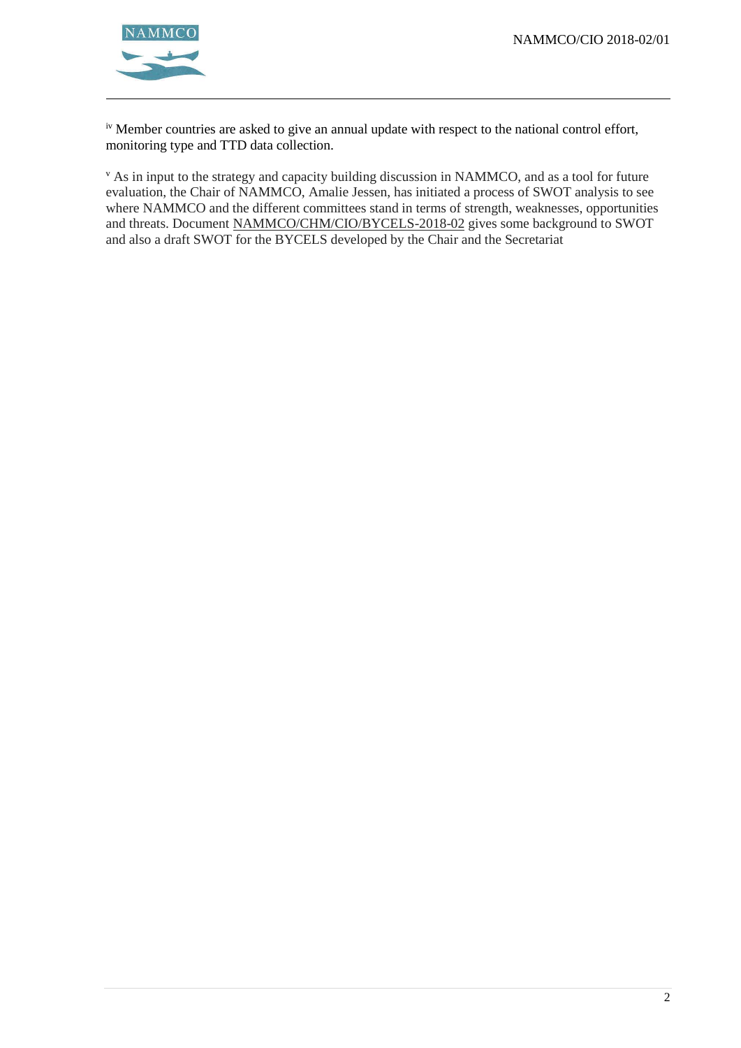[iv] Member countries are asked to give an annual update with respect to the national control effort, monitoring type and TTD data collection.

[v] As in input to the strategy and capacity building discussion in NAMMCO, and as a tool for future evaluation, the Chair of NAMMCO, Amalie Jessen, has initiated a process of SWOT analysis to see where NAMMCO and the different committees stand in terms of strength, weaknesses, opportunities and threats. Document NAMMCO/CHM/CIO/BYCELS-2018-02 gives some background to SWOT and also a draft SWOT for the BYCELS developed by the Chair and the Secretariat